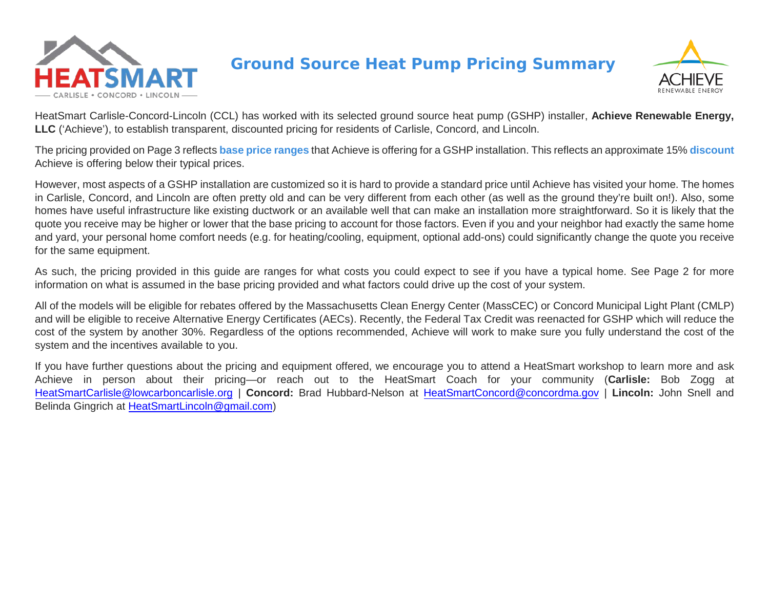# Ground Source Heat Pump Pricing Summary

HeatSmart Carlisle-Concord-Lincoln (CCL) has worked with its selected ground source heat pump (GSHP) installer, **Achieve Renewable Energy, LLC** ('Achieve'), to establish transparent, discounted pricing for residents of Carlisle, Concord, and Lincoln.

The pricing provided on Page 3 reflects **base price ranges** that Achieve is offering for a GSHP installation. This reflects an approximate 15% **discount** Achieve is offering below their typical prices.

However, most aspects of a GSHP installation are customized so it is hard to provide a standard price until Achieve has visited your home. The homes in Carlisle, Concord, and Lincoln are often pretty old and can be very different from each other (as well as the ground they're built on!). Also, some homes have useful infrastructure like existing ductwork or an available well that can make an installation more straightforward. So it is likely that the quote you receive may be higher or lower that the base pricing to account for those factors. Even if you and your neighbor had exactly the same home and yard, your personal home comfort needs (e.g. for heating/cooling, equipment, optional add-ons) could significantly change the quote you receive for the same equipment.

As such, the pricing provided in this guide are ranges for what costs you could expect to see if you have a typical home. See Page 2 for more information on what is assumed in the base pricing provided and what factors could drive up the cost of your system.

All of the models will be eligible for rebates offered by the Massachusetts Clean Energy Center (MassCEC) or Concord Municipal Light Plant (CMLP) and will be eligible to receive Alternative Energy Certificates (AECs). Recently, the Federal Tax Credit was reenacted for GSHP which will reduce the cost of the system by another 30%. Regardless of the options recommended, Achieve will work to make sure you fully understand the cost of the system and the incentives available to you.

If you have further questions about the pricing and equipment offered, we encourage you to attend a HeatSmart workshop to learn more and ask Achieve in person about their pricing—or reach out to the HeatSmart Coach for your community (**Carlisle:** Bob Zogg at HeatSmartCarlisle@lowcarboncarlisle.org | **Concord:** Brad Hubbard-Nelson at HeatSmartConcord@concordma.gov | **Lincoln:** John Snell and Belinda Gingrich at HeatSmartLincoln@gmail.com)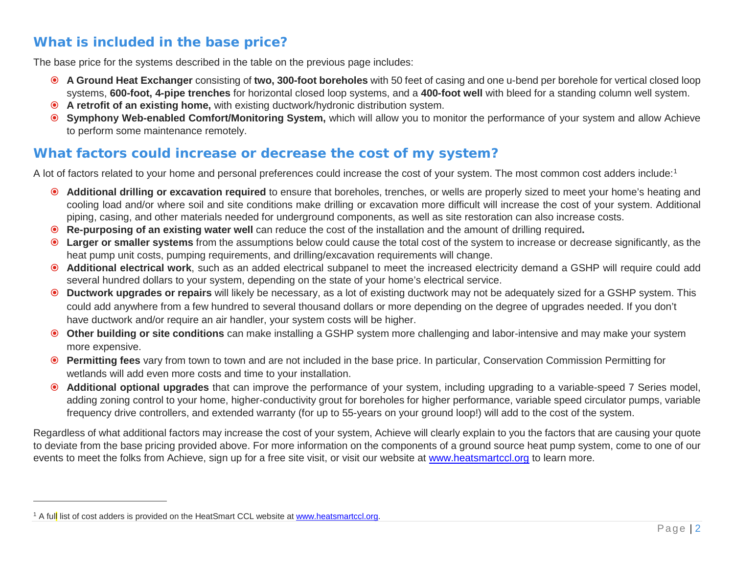## What is included in the base price?

The base price for the systems described in the table on the previous page includes:

- **A Ground Heat Exchanger** consisting of **two, 300-foot boreholes** with 50 feet of casing and one u-bend per borehole for vertical closed loop systems, **600-foot, 4-pipe trenches** for horizontal closed loop systems, and a **400-foot well** with bleed for a standing column well system.
- **A retrofit of an existing home,** with existing ductwork/hydronic distribution system.
- **Symphony Web-enabled Comfort/Monitoring System,** which will allow you to monitor the performance of your system and allow Achieve to perform some maintenance remotely.

## What factors could increase or decrease the cost of my system?

A lot of factors related to your home and personal preferences could increase the cost of your system. The most common cost adders include:[1]

- **Additional drilling or excavation required** to ensure that boreholes, trenches, or wells are properly sized to meet your home's heating and cooling load and/or where soil and site conditions make drilling or excavation more difficult will increase the cost of your system. Additional piping, casing, and other materials needed for underground components, as well as site restoration can also increase costs.
- **Re-purposing of an existing water well** can reduce the cost of the installation and the amount of drilling required**.**
- **Larger or smaller systems** from the assumptions below could cause the total cost of the system to increase or decrease significantly, as the heat pump unit costs, pumping requirements, and drilling/excavation requirements will change.
- **Additional electrical work**, such as an added electrical subpanel to meet the increased electricity demand a GSHP will require could add several hundred dollars to your system, depending on the state of your home's electrical service.
- **Ductwork upgrades or repairs** will likely be necessary, as a lot of existing ductwork may not be adequately sized for a GSHP system. This could add anywhere from a few hundred to several thousand dollars or more depending on the degree of upgrades needed. If you don't have ductwork and/or require an air handler, your system costs will be higher.
- **Other building or site conditions** can make installing a GSHP system more challenging and labor-intensive and may make your system more expensive.
- **Permitting fees** vary from town to town and are not included in the base price. In particular, Conservation Commission Permitting for wetlands will add even more costs and time to your installation.
- **Additional optional upgrades** that can improve the performance of your system, including upgrading to a variable-speed 7 Series model, adding zoning control to your home, higher-conductivity grout for boreholes for higher performance, variable speed circulator pumps, variable frequency drive controllers, and extended warranty (for up to 55-years on your ground loop!) will add to the cost of the system.

Regardless of what additional factors may increase the cost of your system, Achieve will clearly explain to you the factors that are causing your quote to deviate from the base pricing provided above. For more information on the components of a ground source heat pump system, come to one of our events to meet the folks from Achieve, sign up for a free site visit, or visit our website at www.heatsmartccl.org to learn more.

---

[1] A full list of cost adders is provided on the HeatSmart CCL website at www.heatsmartccl.org.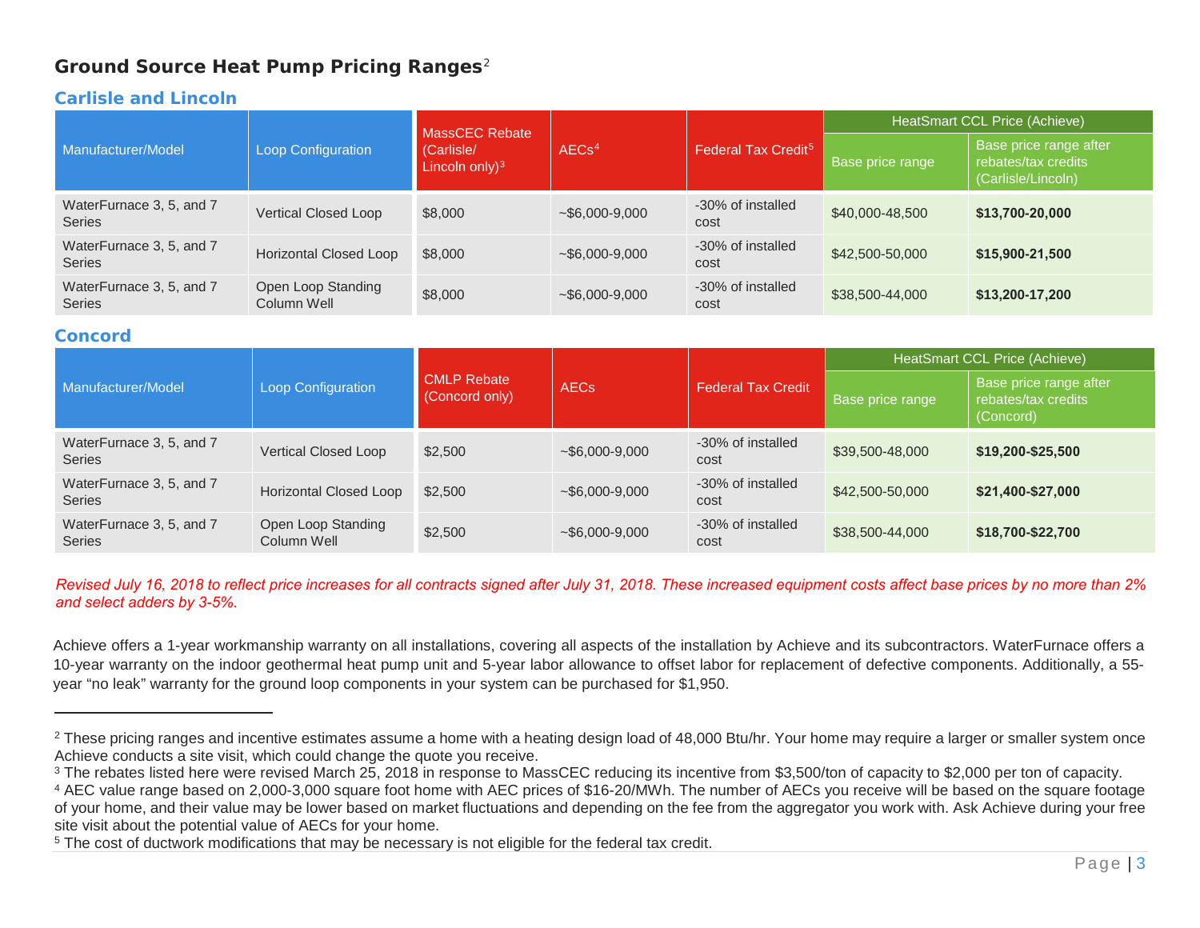## Ground Source Heat Pump Pricing Ranges[2]

### Carlisle and Lincoln

| Manufacturer/Model | Loop Configuration | MassCEC Rebate (Carlisle/ Lincoln only)[3] | AECs[4] | Federal Tax Credit[5] | HeatSmart CCL Price (Achieve) | |
|---|---|---|---|---|---|---|
| | | | | | Base price range | Base price range after rebates/tax credits (Carlisle/Lincoln) |
| WaterFurnace 3, 5, and 7 Series | Vertical Closed Loop | $8,000 | ~$6,000-9,000 | -30% of installed cost | $40,000-48,500 | **$13,700-20,000** |
| WaterFurnace 3, 5, and 7 Series | Horizontal Closed Loop | $8,000 | ~$6,000-9,000 | -30% of installed cost | $42,500-50,000 | **$15,900-21,500** |
| WaterFurnace 3, 5, and 7 Series | Open Loop Standing Column Well | $8,000 | ~$6,000-9,000 | -30% of installed cost | $38,500-44,000 | **$13,200-17,200** |

### Concord

| Manufacturer/Model | Loop Configuration | CMLP Rebate (Concord only) | AECs | Federal Tax Credit | HeatSmart CCL Price (Achieve) | |
|---|---|---|---|---|---|---|
| | | | | | Base price range | Base price range after rebates/tax credits (Concord) |
| WaterFurnace 3, 5, and 7 Series | Vertical Closed Loop | $2,500 | ~$6,000-9,000 | -30% of installed cost | $39,500-48,000 | **$19,200-$25,500** |
| WaterFurnace 3, 5, and 7 Series | Horizontal Closed Loop | $2,500 | ~$6,000-9,000 | -30% of installed cost | $42,500-50,000 | **$21,400-$27,000** |
| WaterFurnace 3, 5, and 7 Series | Open Loop Standing Column Well | $2,500 | ~$6,000-9,000 | -30% of installed cost | $38,500-44,000 | **$18,700-$22,700** |

*Revised July 16, 2018 to reflect price increases for all contracts signed after July 31, 2018. These increased equipment costs affect base prices by no more than 2% and select adders by 3-5%.*

Achieve offers a 1-year workmanship warranty on all installations, covering all aspects of the installation by Achieve and its subcontractors. WaterFurnace offers a 10-year warranty on the indoor geothermal heat pump unit and 5-year labor allowance to offset labor for replacement of defective components. Additionally, a 55-year "no leak" warranty for the ground loop components in your system can be purchased for $1,950.

---

[2] These pricing ranges and incentive estimates assume a home with a heating design load of 48,000 Btu/hr. Your home may require a larger or smaller system once Achieve conducts a site visit, which could change the quote you receive.

[3] The rebates listed here were revised March 25, 2018 in response to MassCEC reducing its incentive from $3,500/ton of capacity to $2,000 per ton of capacity.

[4] AEC value range based on 2,000-3,000 square foot home with AEC prices of $16-20/MWh. The number of AECs you receive will be based on the square footage of your home, and their value may be lower based on market fluctuations and depending on the fee from the aggregator you work with. Ask Achieve during your free site visit about the potential value of AECs for your home.

[5] The cost of ductwork modifications that may be necessary is not eligible for the federal tax credit.